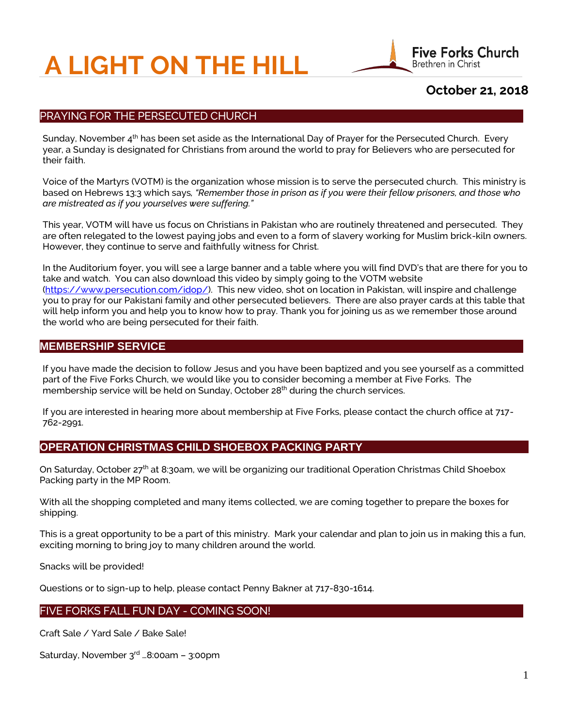# A LIGHT ON THE HILL

Five Forks Church
Brethren in Christ

**October 21, 2018**

## PRAYING FOR THE PERSECUTED CHURCH

Sunday, November 4th has been set aside as the International Day of Prayer for the Persecuted Church. Every year, a Sunday is designated for Christians from around the world to pray for Believers who are persecuted for their faith.

Voice of the Martyrs (VOTM) is the organization whose mission is to serve the persecuted church. This ministry is based on Hebrews 13:3 which says, *"Remember those in prison as if you were their fellow prisoners, and those who are mistreated as if you yourselves were suffering."*

This year, VOTM will have us focus on Christians in Pakistan who are routinely threatened and persecuted. They are often relegated to the lowest paying jobs and even to a form of slavery working for Muslim brick-kiln owners. However, they continue to serve and faithfully witness for Christ.

In the Auditorium foyer, you will see a large banner and a table where you will find DVD's that are there for you to take and watch. You can also download this video by simply going to the VOTM website (https://www.persecution.com/idop/). This new video, shot on location in Pakistan, will inspire and challenge you to pray for our Pakistani family and other persecuted believers. There are also prayer cards at this table that will help inform you and help you to know how to pray. Thank you for joining us as we remember those around the world who are being persecuted for their faith.

## MEMBERSHIP SERVICE

If you have made the decision to follow Jesus and you have been baptized and you see yourself as a committed part of the Five Forks Church, we would like you to consider becoming a member at Five Forks. The membership service will be held on Sunday, October 28th during the church services.

If you are interested in hearing more about membership at Five Forks, please contact the church office at 717-762-2991.

## OPERATION CHRISTMAS CHILD SHOEBOX PACKING PARTY

On Saturday, October 27th at 8:30am, we will be organizing our traditional Operation Christmas Child Shoebox Packing party in the MP Room.

With all the shopping completed and many items collected, we are coming together to prepare the boxes for shipping.

This is a great opportunity to be a part of this ministry. Mark your calendar and plan to join us in making this a fun, exciting morning to bring joy to many children around the world.

Snacks will be provided!

Questions or to sign-up to help, please contact Penny Bakner at 717-830-1614.

## FIVE FORKS FALL FUN DAY - COMING SOON!

Craft Sale / Yard Sale / Bake Sale!

Saturday, November 3rd …8:00am – 3:00pm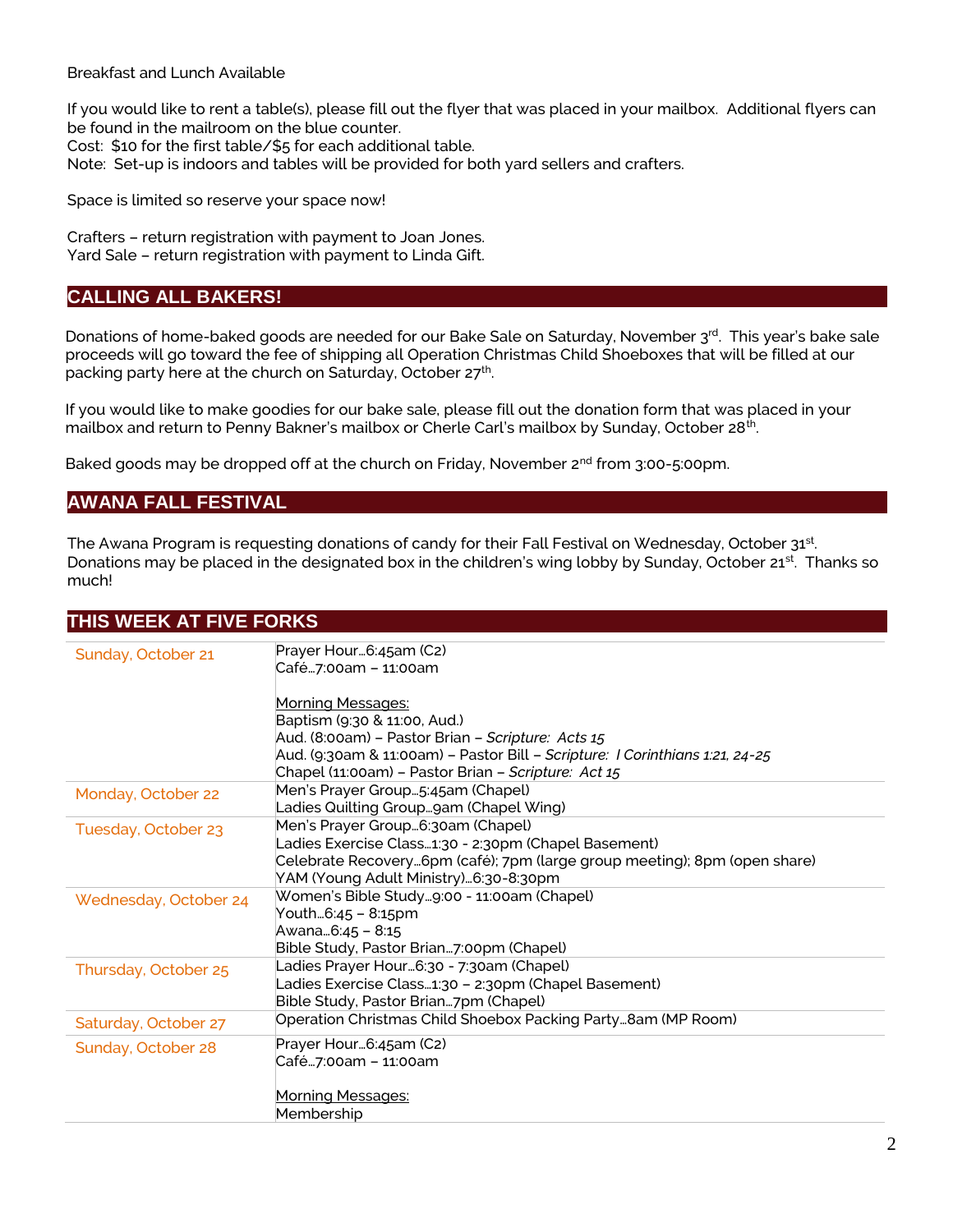Breakfast and Lunch Available

If you would like to rent a table(s), please fill out the flyer that was placed in your mailbox. Additional flyers can be found in the mailroom on the blue counter.
Cost: $10 for the first table/$5 for each additional table.
Note: Set-up is indoors and tables will be provided for both yard sellers and crafters.

Space is limited so reserve your space now!

Crafters – return registration with payment to Joan Jones.
Yard Sale – return registration with payment to Linda Gift.

## CALLING ALL BAKERS!

Donations of home-baked goods are needed for our Bake Sale on Saturday, November 3rd. This year's bake sale proceeds will go toward the fee of shipping all Operation Christmas Child Shoeboxes that will be filled at our packing party here at the church on Saturday, October 27th.

If you would like to make goodies for our bake sale, please fill out the donation form that was placed in your mailbox and return to Penny Bakner's mailbox or Cherle Carl's mailbox by Sunday, October 28th.

Baked goods may be dropped off at the church on Friday, November 2nd from 3:00-5:00pm.

## AWANA FALL FESTIVAL

The Awana Program is requesting donations of candy for their Fall Festival on Wednesday, October 31st. Donations may be placed in the designated box in the children's wing lobby by Sunday, October 21st. Thanks so much!

## THIS WEEK AT FIVE FORKS

| | |
|---|---|
| Sunday, October 21 | Prayer Hour…6:45am (C2)<br>Café…7:00am – 11:00am<br><br>Morning Messages:<br>Baptism (9:30 & 11:00, Aud.)<br>Aud. (8:00am) – Pastor Brian – *Scripture: Acts 15*<br>Aud. (9:30am & 11:00am) – Pastor Bill – *Scripture: I Corinthians 1:21, 24-25*<br>Chapel (11:00am) – Pastor Brian – *Scripture: Act 15* |
| Monday, October 22 | Men's Prayer Group…5:45am (Chapel)<br>Ladies Quilting Group…9am (Chapel Wing) |
| Tuesday, October 23 | Men's Prayer Group…6:30am (Chapel)<br>Ladies Exercise Class…1:30 - 2:30pm (Chapel Basement)<br>Celebrate Recovery…6pm (café); 7pm (large group meeting); 8pm (open share)<br>YAM (Young Adult Ministry)…6:30-8:30pm |
| Wednesday, October 24 | Women's Bible Study…9:00 - 11:00am (Chapel)<br>Youth…6:45 – 8:15pm<br>Awana…6:45 – 8:15<br>Bible Study, Pastor Brian…7:00pm (Chapel) |
| Thursday, October 25 | Ladies Prayer Hour…6:30 - 7:30am (Chapel)<br>Ladies Exercise Class…1:30 – 2:30pm (Chapel Basement)<br>Bible Study, Pastor Brian…7pm (Chapel) |
| Saturday, October 27 | Operation Christmas Child Shoebox Packing Party…8am (MP Room) |
| Sunday, October 28 | Prayer Hour…6:45am (C2)<br>Café…7:00am – 11:00am<br><br>Morning Messages:<br>Membership |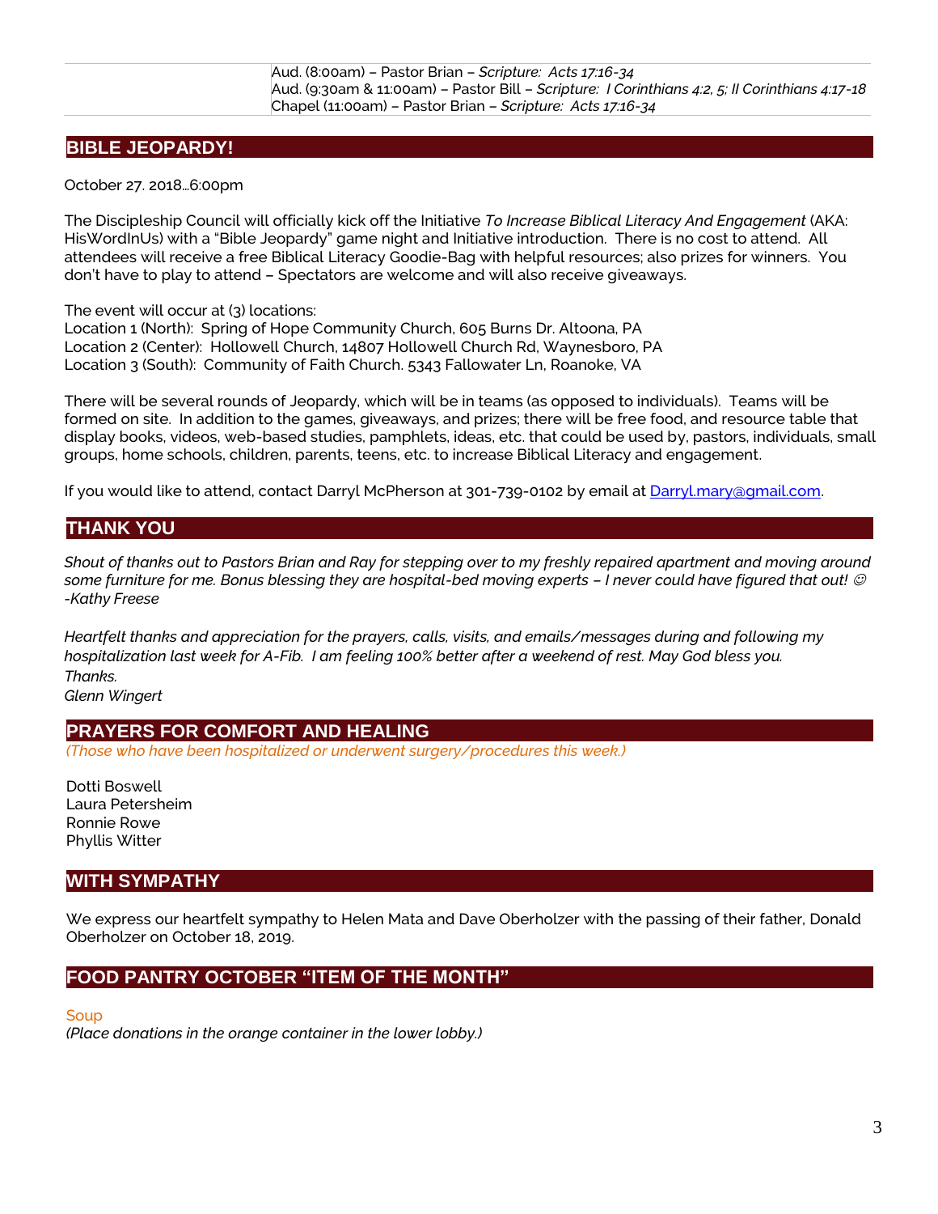| | |
|---|---|
| | Aud. (8:00am) – Pastor Brian – *Scripture: Acts 17:16-34*<br>Aud. (9:30am & 11:00am) – Pastor Bill – *Scripture: I Corinthians 4:2, 5; II Corinthians 4:17-18*<br>Chapel (11:00am) – Pastor Brian – *Scripture: Acts 17:16-34* |

## BIBLE JEOPARDY!

October 27. 2018…6:00pm

The Discipleship Council will officially kick off the Initiative *To Increase Biblical Literacy And Engagement* (AKA: HisWordInUs) with a "Bible Jeopardy" game night and Initiative introduction. There is no cost to attend. All attendees will receive a free Biblical Literacy Goodie-Bag with helpful resources; also prizes for winners. You don't have to play to attend – Spectators are welcome and will also receive giveaways.

The event will occur at (3) locations:
Location 1 (North): Spring of Hope Community Church, 605 Burns Dr. Altoona, PA
Location 2 (Center): Hollowell Church, 14807 Hollowell Church Rd, Waynesboro, PA
Location 3 (South): Community of Faith Church. 5343 Fallowater Ln, Roanoke, VA

There will be several rounds of Jeopardy, which will be in teams (as opposed to individuals). Teams will be formed on site. In addition to the games, giveaways, and prizes; there will be free food, and resource table that display books, videos, web-based studies, pamphlets, ideas, etc. that could be used by, pastors, individuals, small groups, home schools, children, parents, teens, etc. to increase Biblical Literacy and engagement.

If you would like to attend, contact Darryl McPherson at 301-739-0102 by email at Darryl.mary@gmail.com.

## THANK YOU

*Shout of thanks out to Pastors Brian and Ray for stepping over to my freshly repaired apartment and moving around some furniture for me. Bonus blessing they are hospital-bed moving experts – I never could have figured that out! ☺*
*-Kathy Freese*

*Heartfelt thanks and appreciation for the prayers, calls, visits, and emails/messages during and following my hospitalization last week for A-Fib. I am feeling 100% better after a weekend of rest. May God bless you.*
*Thanks.*
*Glenn Wingert*

## PRAYERS FOR COMFORT AND HEALING

*(Those who have been hospitalized or underwent surgery/procedures this week.)*

Dotti Boswell
Laura Petersheim
Ronnie Rowe
Phyllis Witter

## WITH SYMPATHY

We express our heartfelt sympathy to Helen Mata and Dave Oberholzer with the passing of their father, Donald Oberholzer on October 18, 2019.

## FOOD PANTRY OCTOBER "ITEM OF THE MONTH"

Soup
*(Place donations in the orange container in the lower lobby.)*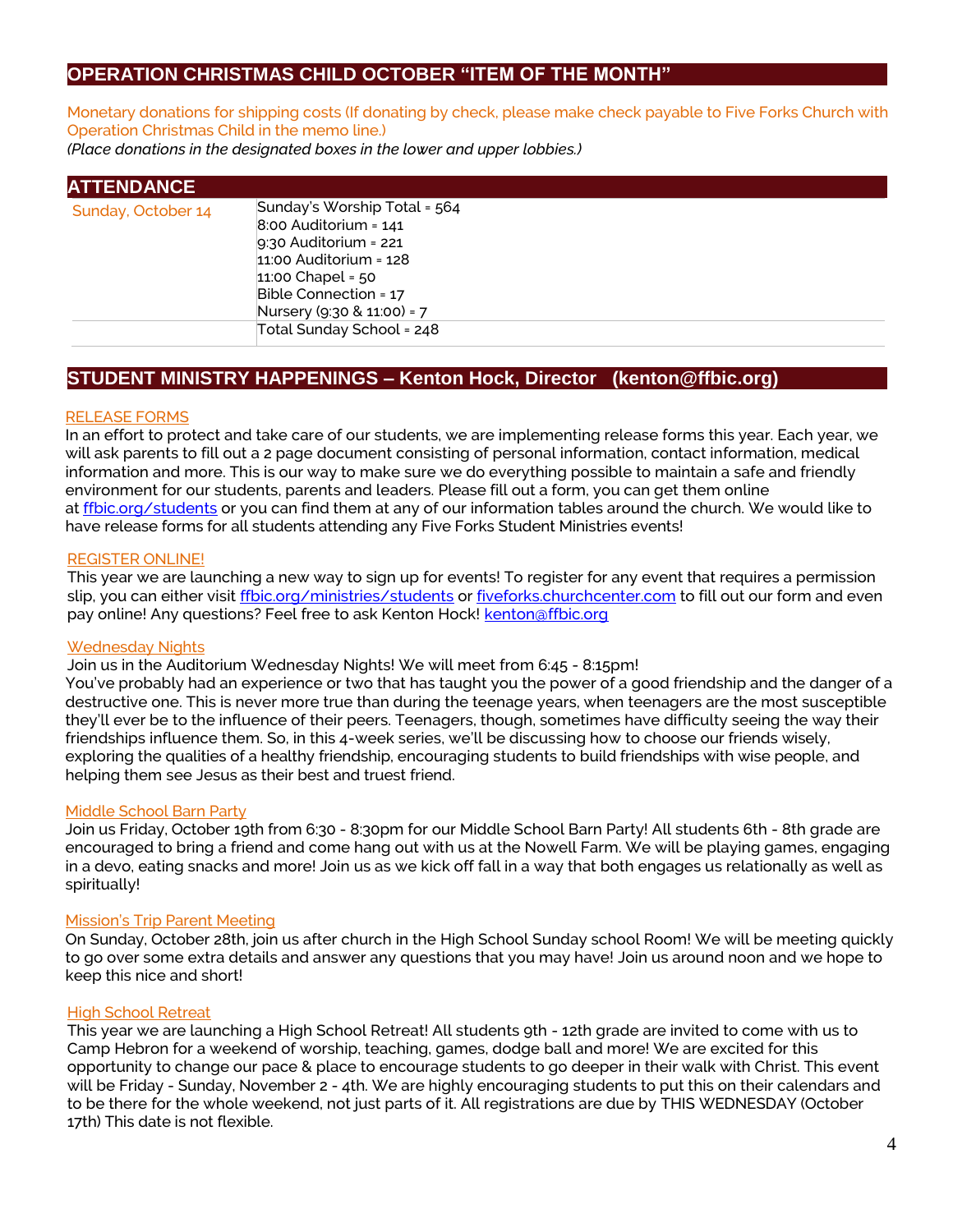## OPERATION CHRISTMAS CHILD OCTOBER "ITEM OF THE MONTH"

Monetary donations for shipping costs (If donating by check, please make check payable to Five Forks Church with Operation Christmas Child in the memo line.)

*(Place donations in the designated boxes in the lower and upper lobbies.)*

## ATTENDANCE

| | |
|---|---|
| Sunday, October 14 | Sunday's Worship Total = 564<br>8:00 Auditorium = 141<br>9:30 Auditorium = 221<br>11:00 Auditorium = 128<br>11:00 Chapel = 50<br>Bible Connection = 17<br>Nursery (9:30 & 11:00) = 7 |
| | Total Sunday School = 248 |

## STUDENT MINISTRY HAPPENINGS – Kenton Hock, Director (kenton@ffbic.org)

### RELEASE FORMS

In an effort to protect and take care of our students, we are implementing release forms this year. Each year, we will ask parents to fill out a 2 page document consisting of personal information, contact information, medical information and more. This is our way to make sure we do everything possible to maintain a safe and friendly environment for our students, parents and leaders. Please fill out a form, you can get them online at ffbic.org/students or you can find them at any of our information tables around the church. We would like to have release forms for all students attending any Five Forks Student Ministries events!

### REGISTER ONLINE!

This year we are launching a new way to sign up for events! To register for any event that requires a permission slip, you can either visit ffbic.org/ministries/students or fiveforks.churchcenter.com to fill out our form and even pay online! Any questions? Feel free to ask Kenton Hock! kenton@ffbic.org

### Wednesday Nights

Join us in the Auditorium Wednesday Nights! We will meet from 6:45 - 8:15pm!

You've probably had an experience or two that has taught you the power of a good friendship and the danger of a destructive one. This is never more true than during the teenage years, when teenagers are the most susceptible they'll ever be to the influence of their peers. Teenagers, though, sometimes have difficulty seeing the way their friendships influence them. So, in this 4-week series, we'll be discussing how to choose our friends wisely, exploring the qualities of a healthy friendship, encouraging students to build friendships with wise people, and helping them see Jesus as their best and truest friend.

### Middle School Barn Party

Join us Friday, October 19th from 6:30 - 8:30pm for our Middle School Barn Party! All students 6th - 8th grade are encouraged to bring a friend and come hang out with us at the Nowell Farm. We will be playing games, engaging in a devo, eating snacks and more! Join us as we kick off fall in a way that both engages us relationally as well as spiritually!

### Mission's Trip Parent Meeting

On Sunday, October 28th, join us after church in the High School Sunday school Room! We will be meeting quickly to go over some extra details and answer any questions that you may have! Join us around noon and we hope to keep this nice and short!

### High School Retreat

This year we are launching a High School Retreat! All students 9th - 12th grade are invited to come with us to Camp Hebron for a weekend of worship, teaching, games, dodge ball and more! We are excited for this opportunity to change our pace & place to encourage students to go deeper in their walk with Christ. This event will be Friday - Sunday, November 2 - 4th. We are highly encouraging students to put this on their calendars and to be there for the whole weekend, not just parts of it. All registrations are due by THIS WEDNESDAY (October 17th) This date is not flexible.